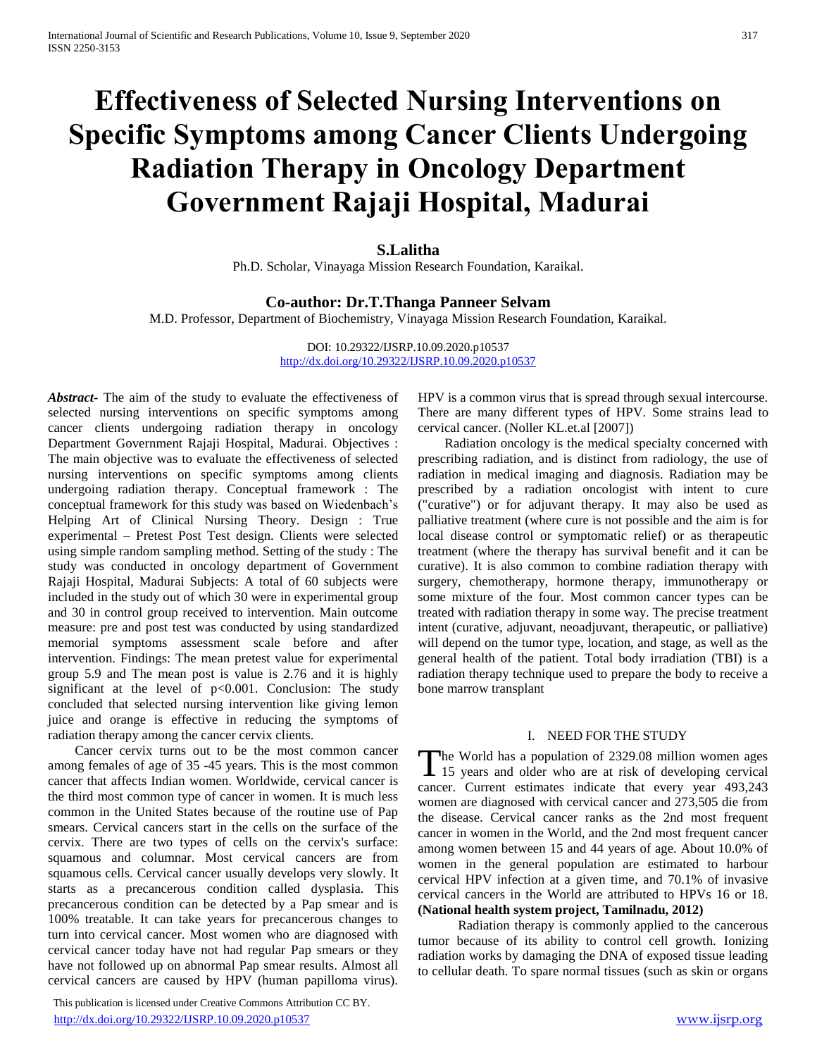# Effectiveness of Selected Nursing Interventions on Specific Symptoms among Cancer Clients Undergoing Radiation Therapy in Oncology Department Government Rajaji Hospital, Madurai

**S.Lalitha**

Ph.D. Scholar, Vinayaga Mission Research Foundation, Karaikal.

**Co-author: Dr.T.Thanga Panneer Selvam**

M.D. Professor, Department of Biochemistry, Vinayaga Mission Research Foundation, Karaikal.

DOI: 10.29322/IJSRP.10.09.2020.p10537
http://dx.doi.org/10.29322/IJSRP.10.09.2020.p10537

***Abstract*-** The aim of the study to evaluate the effectiveness of selected nursing interventions on specific symptoms among cancer clients undergoing radiation therapy in oncology Department Government Rajaji Hospital, Madurai. Objectives : The main objective was to evaluate the effectiveness of selected nursing interventions on specific symptoms among clients undergoing radiation therapy. Conceptual framework : The conceptual framework for this study was based on Wiedenbach's Helping Art of Clinical Nursing Theory. Design : True experimental – Pretest Post Test design. Clients were selected using simple random sampling method. Setting of the study : The study was conducted in oncology department of Government Rajaji Hospital, Madurai Subjects: A total of 60 subjects were included in the study out of which 30 were in experimental group and 30 in control group received to intervention. Main outcome measure: pre and post test was conducted by using standardized memorial symptoms assessment scale before and after intervention. Findings: The mean pretest value for experimental group 5.9 and The mean post is value is 2.76 and it is highly significant at the level of $p<0.001$. Conclusion: The study concluded that selected nursing intervention like giving lemon juice and orange is effective in reducing the symptoms of radiation therapy among the cancer cervix clients.

Cancer cervix turns out to be the most common cancer among females of age of 35 -45 years. This is the most common cancer that affects Indian women. Worldwide, cervical cancer is the third most common type of cancer in women. It is much less common in the United States because of the routine use of Pap smears. Cervical cancers start in the cells on the surface of the cervix. There are two types of cells on the cervix's surface: squamous and columnar. Most cervical cancers are from squamous cells. Cervical cancer usually develops very slowly. It starts as a precancerous condition called dysplasia. This precancerous condition can be detected by a Pap smear and is 100% treatable. It can take years for precancerous changes to turn into cervical cancer. Most women who are diagnosed with cervical cancer today have not had regular Pap smears or they have not followed up on abnormal Pap smear results. Almost all cervical cancers are caused by HPV (human papilloma virus). HPV is a common virus that is spread through sexual intercourse. There are many different types of HPV. Some strains lead to cervical cancer. (Noller KL.et.al [2007])

Radiation oncology is the medical specialty concerned with prescribing radiation, and is distinct from radiology, the use of radiation in medical imaging and diagnosis. Radiation may be prescribed by a radiation oncologist with intent to cure ("curative") or for adjuvant therapy. It may also be used as palliative treatment (where cure is not possible and the aim is for local disease control or symptomatic relief) or as therapeutic treatment (where the therapy has survival benefit and it can be curative). It is also common to combine radiation therapy with surgery, chemotherapy, hormone therapy, immunotherapy or some mixture of the four. Most common cancer types can be treated with radiation therapy in some way. The precise treatment intent (curative, adjuvant, neoadjuvant, therapeutic, or palliative) will depend on the tumor type, location, and stage, as well as the general health of the patient. Total body irradiation (TBI) is a radiation therapy technique used to prepare the body to receive a bone marrow transplant

## I. NEED FOR THE STUDY

The World has a population of 2329.08 million women ages 15 years and older who are at risk of developing cervical cancer. Current estimates indicate that every year 493,243 women are diagnosed with cervical cancer and 273,505 die from the disease. Cervical cancer ranks as the 2nd most frequent cancer in women in the World, and the 2nd most frequent cancer among women between 15 and 44 years of age. About 10.0% of women in the general population are estimated to harbour cervical HPV infection at a given time, and 70.1% of invasive cervical cancers in the World are attributed to HPVs 16 or 18. **(National health system project, Tamilnadu, 2012)**

Radiation therapy is commonly applied to the cancerous tumor because of its ability to control cell growth. Ionizing radiation works by damaging the DNA of exposed tissue leading to cellular death. To spare normal tissues (such as skin or organs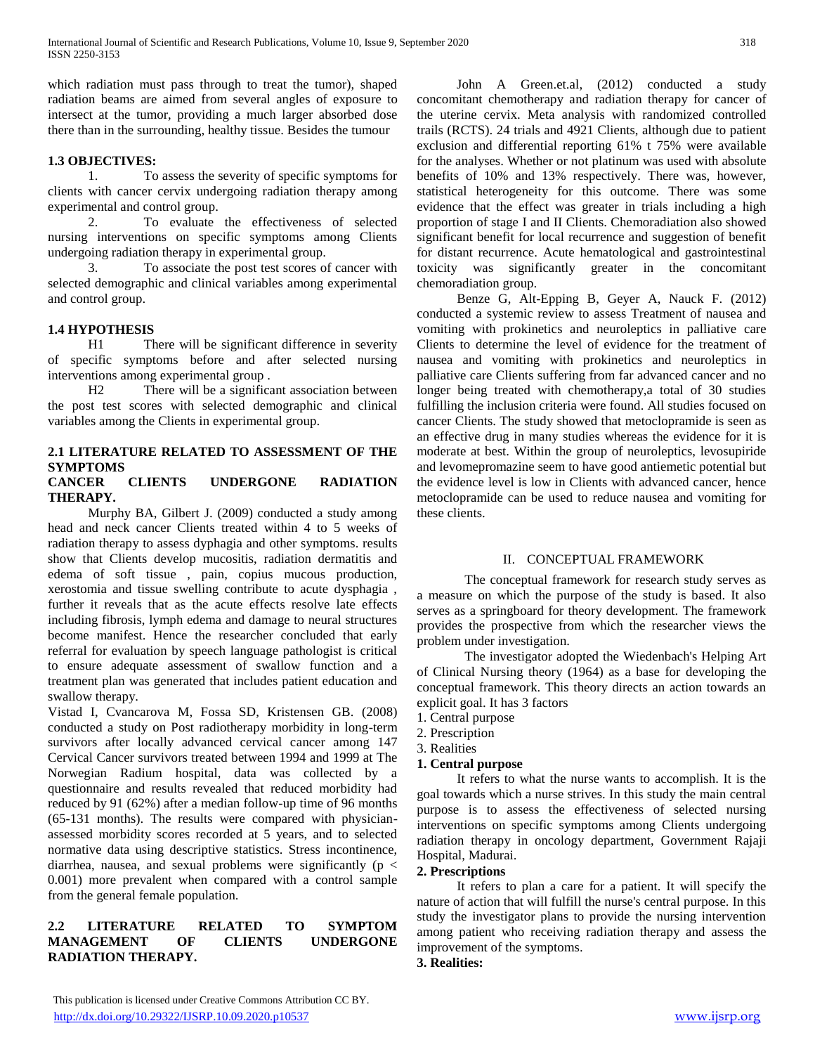which radiation must pass through to treat the tumor), shaped radiation beams are aimed from several angles of exposure to intersect at the tumor, providing a much larger absorbed dose there than in the surrounding, healthy tissue. Besides the tumour

### 1.3 OBJECTIVES:

1. To assess the severity of specific symptoms for clients with cancer cervix undergoing radiation therapy among experimental and control group.
2. To evaluate the effectiveness of selected nursing interventions on specific symptoms among Clients undergoing radiation therapy in experimental group.
3. To associate the post test scores of cancer with selected demographic and clinical variables among experimental and control group.

### 1.4 HYPOTHESIS

H1 There will be significant difference in severity of specific symptoms before and after selected nursing interventions among experimental group .

H2 There will be a significant association between the post test scores with selected demographic and clinical variables among the Clients in experimental group.

### 2.1 LITERATURE RELATED TO ASSESSMENT OF THE SYMPTOMS CANCER CLIENTS UNDERGONE RADIATION THERAPY.

Murphy BA, Gilbert J. (2009) conducted a study among head and neck cancer Clients treated within 4 to 5 weeks of radiation therapy to assess dyphagia and other symptoms. results show that Clients develop mucositis, radiation dermatitis and edema of soft tissue , pain, copius mucous production, xerostomia and tissue swelling contribute to acute dysphagia , further it reveals that as the acute effects resolve late effects including fibrosis, lymph edema and damage to neural structures become manifest. Hence the researcher concluded that early referral for evaluation by speech language pathologist is critical to ensure adequate assessment of swallow function and a treatment plan was generated that includes patient education and swallow therapy.

Vistad I, Cvancarova M, Fossa SD, Kristensen GB. (2008) conducted a study on Post radiotherapy morbidity in long-term survivors after locally advanced cervical cancer among 147 Cervical Cancer survivors treated between 1994 and 1999 at The Norwegian Radium hospital, data was collected by a questionnaire and results revealed that reduced morbidity had reduced by 91 (62%) after a median follow-up time of 96 months (65-131 months). The results were compared with physician-assessed morbidity scores recorded at 5 years, and to selected normative data using descriptive statistics. Stress incontinence, diarrhea, nausea, and sexual problems were significantly ($p < 0.001$) more prevalent when compared with a control sample from the general female population.

### 2.2 LITERATURE RELATED TO SYMPTOM MANAGEMENT OF CLIENTS UNDERGONE RADIATION THERAPY.

John A Green.et.al, (2012) conducted a study concomitant chemotherapy and radiation therapy for cancer of the uterine cervix. Meta analysis with randomized controlled trails (RCTS). 24 trials and 4921 Clients, although due to patient exclusion and differential reporting 61% t 75% were available for the analyses. Whether or not platinum was used with absolute benefits of 10% and 13% respectively. There was, however, statistical heterogeneity for this outcome. There was some evidence that the effect was greater in trials including a high proportion of stage I and II Clients. Chemoradiation also showed significant benefit for local recurrence and suggestion of benefit for distant recurrence. Acute hematological and gastrointestinal toxicity was significantly greater in the concomitant chemoradiation group.

Benze G, Alt-Epping B, Geyer A, Nauck F. (2012) conducted a systemic review to assess Treatment of nausea and vomiting with prokinetics and neuroleptics in palliative care Clients to determine the level of evidence for the treatment of nausea and vomiting with prokinetics and neuroleptics in palliative care Clients suffering from far advanced cancer and no longer being treated with chemotherapy,a total of 30 studies fulfilling the inclusion criteria were found. All studies focused on cancer Clients. The study showed that metoclopramide is seen as an effective drug in many studies whereas the evidence for it is moderate at best. Within the group of neuroleptics, levosupiride and levomepromazine seem to have good antiemetic potential but the evidence level is low in Clients with advanced cancer, hence metoclopramide can be used to reduce nausea and vomiting for these clients.

## II. CONCEPTUAL FRAMEWORK

The conceptual framework for research study serves as a measure on which the purpose of the study is based. It also serves as a springboard for theory development. The framework provides the prospective from which the researcher views the problem under investigation.

The investigator adopted the Wiedenbach's Helping Art of Clinical Nursing theory (1964) as a base for developing the conceptual framework. This theory directs an action towards an explicit goal. It has 3 factors

1. Central purpose
2. Prescription
3. Realities

**1. Central purpose**

It refers to what the nurse wants to accomplish. It is the goal towards which a nurse strives. In this study the main central purpose is to assess the effectiveness of selected nursing interventions on specific symptoms among Clients undergoing radiation therapy in oncology department, Government Rajaji Hospital, Madurai.

**2. Prescriptions**

It refers to plan a care for a patient. It will specify the nature of action that will fulfill the nurse's central purpose. In this study the investigator plans to provide the nursing intervention among patient who receiving radiation therapy and assess the improvement of the symptoms.

**3. Realities:**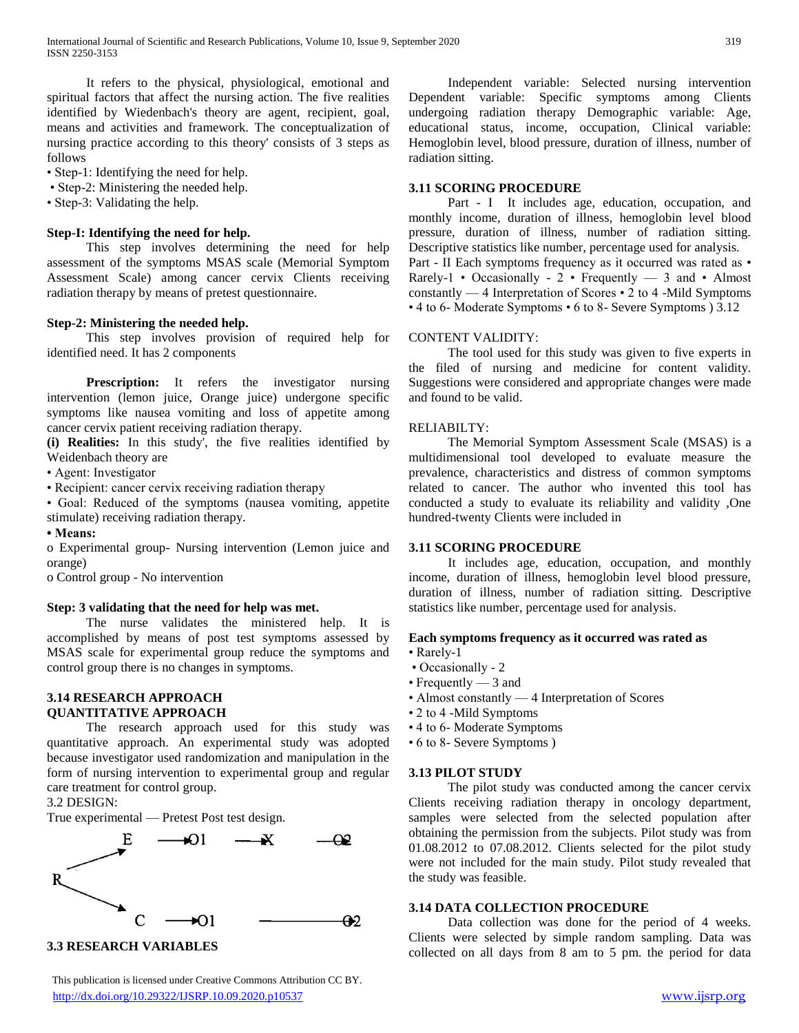It refers to the physical, physiological, emotional and spiritual factors that affect the nursing action. The five realities identified by Wiedenbach's theory are agent, recipient, goal, means and activities and framework. The conceptualization of nursing practice according to this theory' consists of 3 steps as follows

- Step-1: Identifying the need for help.
- Step-2: Ministering the needed help.
- Step-3: Validating the help.

**Step-I: Identifying the need for help.**

This step involves determining the need for help assessment of the symptoms MSAS scale (Memorial Symptom Assessment Scale) among cancer cervix Clients receiving radiation therapy by means of pretest questionnaire.

**Step-2: Ministering the needed help.**

This step involves provision of required help for identified need. It has 2 components

**Prescription:** It refers the investigator nursing intervention (lemon juice, Orange juice) undergone specific symptoms like nausea vomiting and loss of appetite among cancer cervix patient receiving radiation therapy.

**(i) Realities:** In this study', the five realities identified by Weidenbach theory are

- Agent: Investigator
- Recipient: cancer cervix receiving radiation therapy
- Goal: Reduced of the symptoms (nausea vomiting, appetite stimulate) receiving radiation therapy.
- **Means:**
  - o Experimental group- Nursing intervention (Lemon juice and orange)
  - o Control group - No intervention

**Step: 3 validating that the need for help was met.**

The nurse validates the ministered help. It is accomplished by means of post test symptoms assessed by MSAS scale for experimental group reduce the symptoms and control group there is no changes in symptoms.

### 3.14 RESEARCH APPROACH QUANTITATIVE APPROACH

The research approach used for this study was quantitative approach. An experimental study was adopted because investigator used randomization and manipulation in the form of nursing intervention to experimental group and regular care treatment for control group.

3.2 DESIGN:

True experimental — Pretest Post test design.

R
E → O1 → X → O2
C → O1 → O2

### 3.3 RESEARCH VARIABLES

Independent variable: Selected nursing intervention Dependent variable: Specific symptoms among Clients undergoing radiation therapy Demographic variable: Age, educational status, income, occupation, Clinical variable: Hemoglobin level, blood pressure, duration of illness, number of radiation sitting.

### 3.11 SCORING PROCEDURE

Part - I It includes age, education, occupation, and monthly income, duration of illness, hemoglobin level blood pressure, duration of illness, number of radiation sitting. Descriptive statistics like number, percentage used for analysis.
Part - II Each symptoms frequency as it occurred was rated as • Rarely-1 • Occasionally - 2 • Frequently — 3 and • Almost constantly — 4 Interpretation of Scores • 2 to 4 -Mild Symptoms • 4 to 6- Moderate Symptoms • 6 to 8- Severe Symptoms ) 3.12

CONTENT VALIDITY:

The tool used for this study was given to five experts in the filed of nursing and medicine for content validity. Suggestions were considered and appropriate changes were made and found to be valid.

RELIABILTY:

The Memorial Symptom Assessment Scale (MSAS) is a multidimensional tool developed to evaluate measure the prevalence, characteristics and distress of common symptoms related to cancer. The author who invented this tool has conducted a study to evaluate its reliability and validity ,One hundred-twenty Clients were included in

### 3.11 SCORING PROCEDURE

It includes age, education, occupation, and monthly income, duration of illness, hemoglobin level blood pressure, duration of illness, number of radiation sitting. Descriptive statistics like number, percentage used for analysis.

**Each symptoms frequency as it occurred was rated as**

- Rarely-1
- Occasionally - 2
- Frequently — 3 and
- Almost constantly — 4 Interpretation of Scores
- 2 to 4 -Mild Symptoms
- 4 to 6- Moderate Symptoms
- 6 to 8- Severe Symptoms )

### 3.13 PILOT STUDY

The pilot study was conducted among the cancer cervix Clients receiving radiation therapy in oncology department, samples were selected from the selected population after obtaining the permission from the subjects. Pilot study was from 01.08.2012 to 07.08.2012. Clients selected for the pilot study were not included for the main study. Pilot study revealed that the study was feasible.

### 3.14 DATA COLLECTION PROCEDURE

Data collection was done for the period of 4 weeks. Clients were selected by simple random sampling. Data was collected on all days from 8 am to 5 pm. the period for data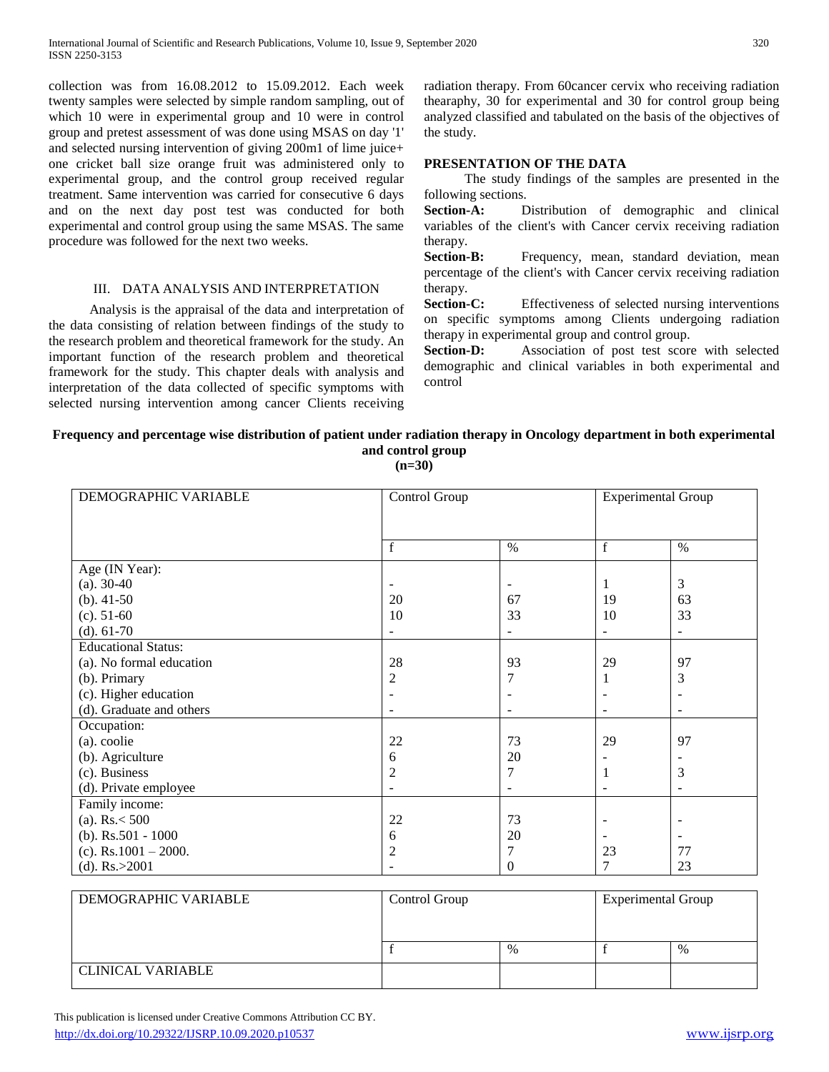collection was from 16.08.2012 to 15.09.2012. Each week twenty samples were selected by simple random sampling, out of which 10 were in experimental group and 10 were in control group and pretest assessment of was done using MSAS on day '1' and selected nursing intervention of giving 200m1 of lime juice+ one cricket ball size orange fruit was administered only to experimental group, and the control group received regular treatment. Same intervention was carried for consecutive 6 days and on the next day post test was conducted for both experimental and control group using the same MSAS. The same procedure was followed for the next two weeks.

## III. DATA ANALYSIS AND INTERPRETATION

Analysis is the appraisal of the data and interpretation of the data consisting of relation between findings of the study to the research problem and theoretical framework for the study. An important function of the research problem and theoretical framework for the study. This chapter deals with analysis and interpretation of the data collected of specific symptoms with selected nursing intervention among cancer Clients receiving radiation therapy. From 60cancer cervix who receiving radiation thearaphy, 30 for experimental and 30 for control group being analyzed classified and tabulated on the basis of the objectives of the study.

### PRESENTATION OF THE DATA

The study findings of the samples are presented in the following sections.

**Section-A:** Distribution of demographic and clinical variables of the client's with Cancer cervix receiving radiation therapy.

**Section-B:** Frequency, mean, standard deviation, mean percentage of the client's with Cancer cervix receiving radiation therapy.

**Section-C:** Effectiveness of selected nursing interventions on specific symptoms among Clients undergoing radiation therapy in experimental group and control group.

**Section-D:** Association of post test score with selected demographic and clinical variables in both experimental and control

**Frequency and percentage wise distribution of patient under radiation therapy in Oncology department in both experimental and control group**
**(n=30)**

| DEMOGRAPHIC VARIABLE | Control Group | | Experimental Group | |
|---|---|---|---|---|
| | f | % | f | % |
| Age (IN Year): | | | | |
| (a). 30-40 | - | - | 1 | 3 |
| (b). 41-50 | 20 | 67 | 19 | 63 |
| (c). 51-60 | 10 | 33 | 10 | 33 |
| (d). 61-70 | - | - | - | - |
| Educational Status: | | | | |
| (a). No formal education | 28 | 93 | 29 | 97 |
| (b). Primary | 2 | 7 | 1 | 3 |
| (c). Higher education | - | - | - | - |
| (d). Graduate and others | - | - | - | - |
| Occupation: | | | | |
| (a). coolie | 22 | 73 | 29 | 97 |
| (b). Agriculture | 6 | 20 | - | - |
| (c). Business | 2 | 7 | 1 | 3 |
| (d). Private employee | - | - | - | - |
| Family income: | | | | |
| (a). Rs.< 500 | 22 | 73 | - | - |
| (b). Rs.501 - 1000 | 6 | 20 | - | - |
| (c). Rs.1001 – 2000. | 2 | 7 | 23 | 77 |
| (d). Rs.>2001 | - | 0 | 7 | 23 |

| DEMOGRAPHIC VARIABLE | Control Group | | Experimental Group | |
|---|---|---|---|---|
| | f | % | f | % |
| CLINICAL VARIABLE | | | | |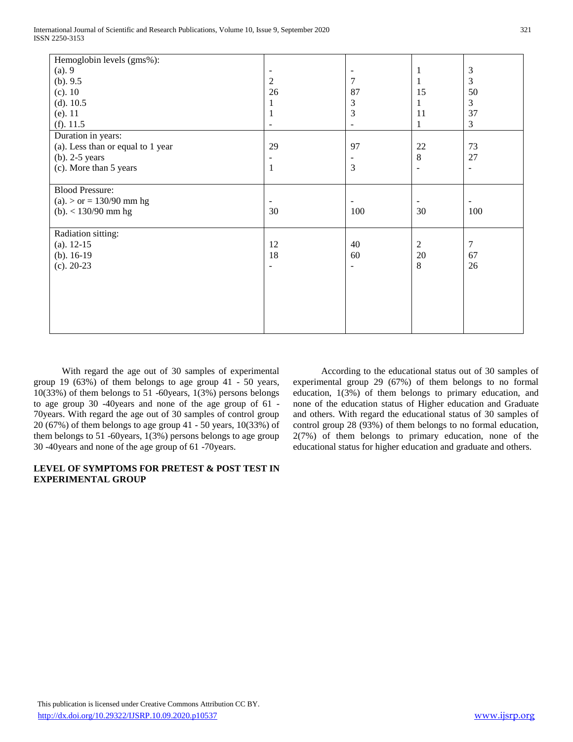| | | | | |
|---|---|---|---|---|
| Hemoglobin levels (gms%): | | | | |
| (a). 9 | - | - | 1 | 3 |
| (b). 9.5 | 2 | 7 | 1 | 3 |
| (c). 10 | 26 | 87 | 15 | 50 |
| (d). 10.5 | 1 | 3 | 1 | 3 |
| (e). 11 | 1 | 3 | 11 | 37 |
| (f). 11.5 | - | - | 1 | 3 |
| Duration in years: | | | | |
| (a). Less than or equal to 1 year | 29 | 97 | 22 | 73 |
| (b). 2-5 years | - | - | 8 | 27 |
| (c). More than 5 years | 1 | 3 | - | - |
| Blood Pressure: | | | | |
| (a). > or = 130/90 mm hg | - | - | - | - |
| (b). < 130/90 mm hg | 30 | 100 | 30 | 100 |
| Radiation sitting: | | | | |
| (a). 12-15 | 12 | 40 | 2 | 7 |
| (b). 16-19 | 18 | 60 | 20 | 67 |
| (c). 20-23 | - | - | 8 | 26 |

With regard the age out of 30 samples of experimental group 19 (63%) of them belongs to age group 41 - 50 years, 10(33%) of them belongs to 51 -60years, 1(3%) persons belongs to age group 30 -40years and none of the age group of 61 -70years. With regard the age out of 30 samples of control group 20 (67%) of them belongs to age group 41 - 50 years, 10(33%) of them belongs to 51 -60years, 1(3%) persons belongs to age group 30 -40years and none of the age group of 61 -70years.

### LEVEL OF SYMPTOMS FOR PRETEST & POST TEST IN EXPERIMENTAL GROUP

According to the educational status out of 30 samples of experimental group 29 (67%) of them belongs to no formal education, 1(3%) of them belongs to primary education, and none of the education status of Higher education and Graduate and others. With regard the educational status of 30 samples of control group 28 (93%) of them belongs to no formal education, 2(7%) of them belongs to primary education, none of the educational status for higher education and graduate and others.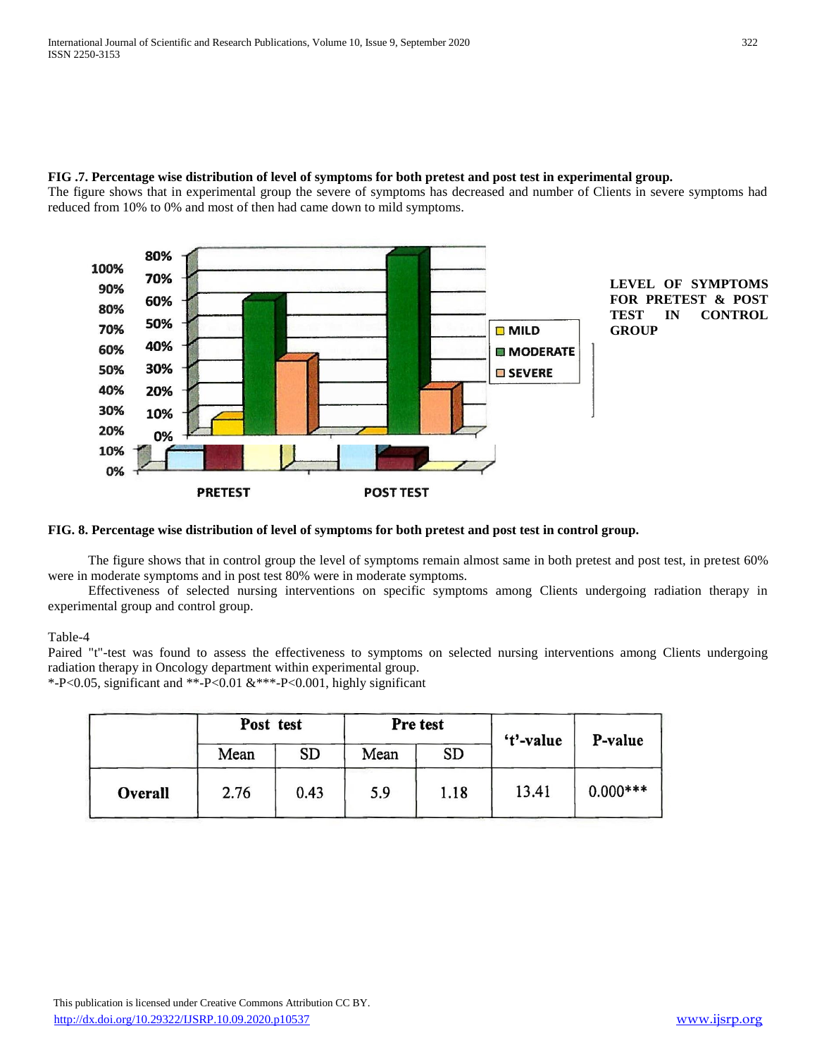**FIG .7. Percentage wise distribution of level of symptoms for both pretest and post test in experimental group.**

The figure shows that in experimental group the severe of symptoms has decreased and number of Clients in severe symptoms had reduced from 10% to 0% and most of then had came down to mild symptoms.

100%
90%
80%
70%
60%
50%
40%
30%
20%
10%
0%

80%
70%
60%
50%
40%
30%
20%
10%
0%

MILD
MODERATE
SEVERE

PRETEST
POST TEST

**LEVEL OF SYMPTOMS FOR PRETEST & POST TEST IN CONTROL GROUP**

**FIG. 8. Percentage wise distribution of level of symptoms for both pretest and post test in control group.**

The figure shows that in control group the level of symptoms remain almost same in both pretest and post test, in pretest 60% were in moderate symptoms and in post test 80% were in moderate symptoms.

Effectiveness of selected nursing interventions on specific symptoms among Clients undergoing radiation therapy in experimental group and control group.

Table-4

Paired "t"-test was found to assess the effectiveness to symptoms on selected nursing interventions among Clients undergoing radiation therapy in Oncology department within experimental group.

*-P<0.05, significant and **-P<0.01 &***-P<0.001, highly significant

| | Post test | | Pre test | | 't'-value | P-value |
|---|---|---|---|---|---|---|
| | Mean | SD | Mean | SD | | |
| **Overall** | 2.76 | 0.43 | 5.9 | 1.18 | 13.41 | 0.000*** |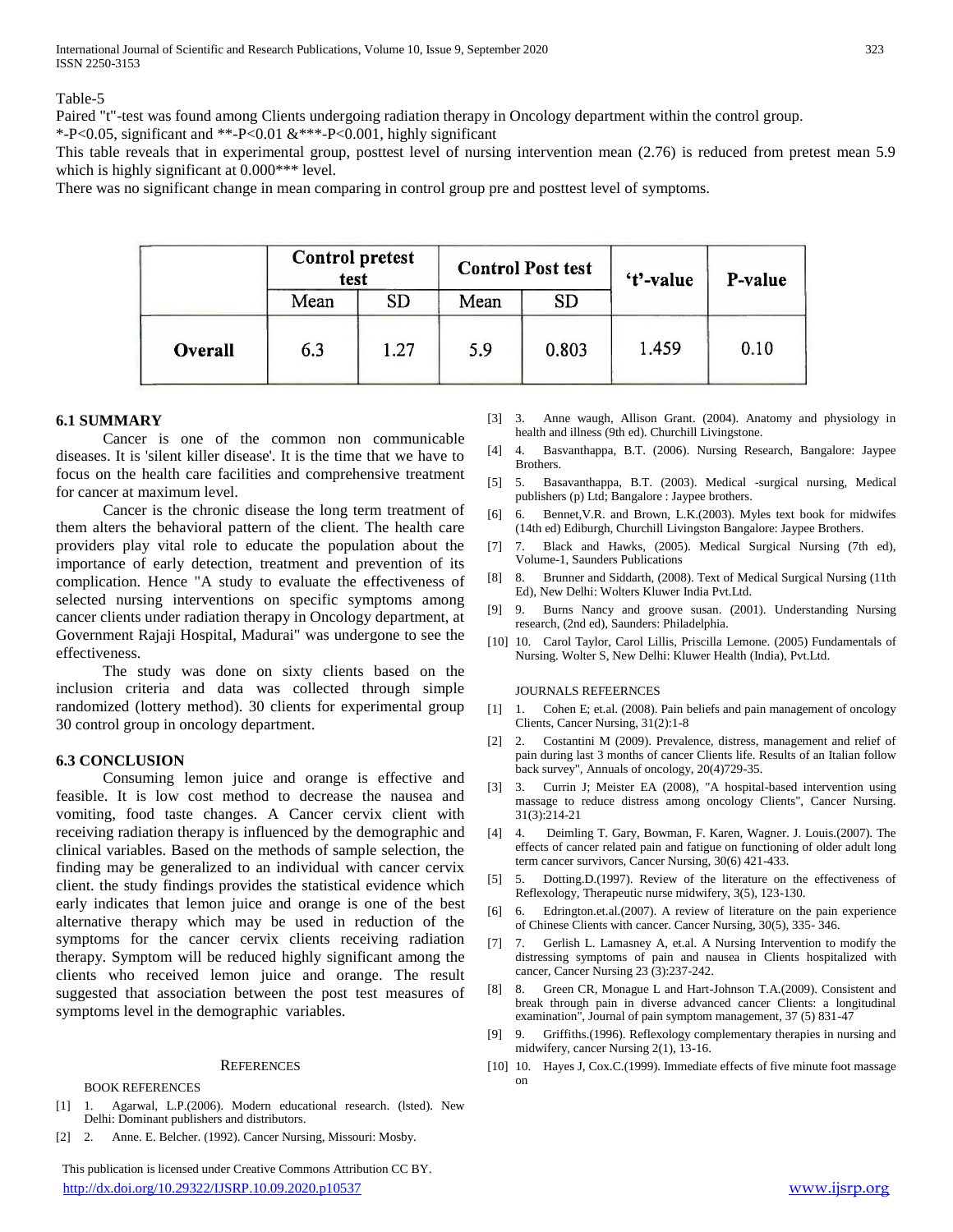Table-5

Paired "t"-test was found among Clients undergoing radiation therapy in Oncology department within the control group.

*-P<0.05, significant and **-P<0.01 &***-P<0.001, highly significant

This table reveals that in experimental group, posttest level of nursing intervention mean (2.76) is reduced from pretest mean 5.9 which is highly significant at 0.000*** level.

There was no significant change in mean comparing in control group pre and posttest level of symptoms.

| | Control pretest test | | Control Post test | | 't'-value | P-value |
|---|---|---|---|---|---|---|
| | Mean | SD | Mean | SD | | |
| **Overall** | 6.3 | 1.27 | 5.9 | 0.803 | 1.459 | 0.10 |

## 6.1 SUMMARY

Cancer is one of the common non communicable diseases. It is 'silent killer disease'. It is the time that we have to focus on the health care facilities and comprehensive treatment for cancer at maximum level.

Cancer is the chronic disease the long term treatment of them alters the behavioral pattern of the client. The health care providers play vital role to educate the population about the importance of early detection, treatment and prevention of its complication. Hence "A study to evaluate the effectiveness of selected nursing interventions on specific symptoms among cancer clients under radiation therapy in Oncology department, at Government Rajaji Hospital, Madurai" was undergone to see the effectiveness.

The study was done on sixty clients based on the inclusion criteria and data was collected through simple randomized (lottery method). 30 clients for experimental group 30 control group in oncology department.

## 6.3 CONCLUSION

Consuming lemon juice and orange is effective and feasible. It is low cost method to decrease the nausea and vomiting, food taste changes. A Cancer cervix client with receiving radiation therapy is influenced by the demographic and clinical variables. Based on the methods of sample selection, the finding may be generalized to an individual with cancer cervix client. the study findings provides the statistical evidence which early indicates that lemon juice and orange is one of the best alternative therapy which may be used in reduction of the symptoms for the cancer cervix clients receiving radiation therapy. Symptom will be reduced highly significant among the clients who received lemon juice and orange. The result suggested that association between the post test measures of symptoms level in the demographic variables.

## REFERENCES

BOOK REFERENCES

[1] 1. Agarwal, L.P.(2006). Modern educational research. (lsted). New Delhi: Dominant publishers and distributors.

[2] 2. Anne. E. Belcher. (1992). Cancer Nursing, Missouri: Mosby.

[3] 3. Anne waugh, Allison Grant. (2004). Anatomy and physiology in health and illness (9th ed). Churchill Livingstone.

[4] 4. Basvanthappa, B.T. (2006). Nursing Research, Bangalore: Jaypee Brothers.

[5] 5. Basavanthappa, B.T. (2003). Medical -surgical nursing, Medical publishers (p) Ltd; Bangalore : Jaypee brothers.

[6] 6. Bennet,V.R. and Brown, L.K.(2003). Myles text book for midwifes (14th ed) Ediburgh, Churchill Livingston Bangalore: Jaypee Brothers.

[7] 7. Black and Hawks, (2005). Medical Surgical Nursing (7th ed), Volume-1, Saunders Publications

[8] 8. Brunner and Siddarth, (2008). Text of Medical Surgical Nursing (11th Ed), New Delhi: Wolters Kluwer India Pvt.Ltd.

[9] 9. Burns Nancy and groove susan. (2001). Understanding Nursing research, (2nd ed), Saunders: Philadelphia.

[10] 10. Carol Taylor, Carol Lillis, Priscilla Lemone. (2005) Fundamentals of Nursing. Wolter S, New Delhi: Kluwer Health (India), Pvt.Ltd.

JOURNALS REFEERNCES

[1] 1. Cohen E; et.al. (2008). Pain beliefs and pain management of oncology Clients, Cancer Nursing, 31(2):1-8

[2] 2. Costantini M (2009). Prevalence, distress, management and relief of pain during last 3 months of cancer Clients life. Results of an Italian follow back survey", Annuals of oncology, 20(4)729-35.

[3] 3. Currin J; Meister EA (2008), "A hospital-based intervention using massage to reduce distress among oncology Clients", Cancer Nursing. 31(3):214-21

[4] 4. Deimling T. Gary, Bowman, F. Karen, Wagner. J. Louis.(2007). The effects of cancer related pain and fatigue on functioning of older adult long term cancer survivors, Cancer Nursing, 30(6) 421-433.

[5] 5. Dotting.D.(1997). Review of the literature on the effectiveness of Reflexology, Therapeutic nurse midwifery, 3(5), 123-130.

[6] 6. Edrington.et.al.(2007). A review of literature on the pain experience of Chinese Clients with cancer. Cancer Nursing, 30(5), 335- 346.

[7] 7. Gerlish L. Lamasney A, et.al. A Nursing Intervention to modify the distressing symptoms of pain and nausea in Clients hospitalized with cancer, Cancer Nursing 23 (3):237-242.

[8] 8. Green CR, Monague L and Hart-Johnson T.A.(2009). Consistent and break through pain in diverse advanced cancer Clients: a longitudinal examination", Journal of pain symptom management, 37 (5) 831-47

[9] 9. Griffiths.(1996). Reflexology complementary therapies in nursing and midwifery, cancer Nursing 2(1), 13-16.

[10] 10. Hayes J, Cox.C.(1999). Immediate effects of five minute foot massage on